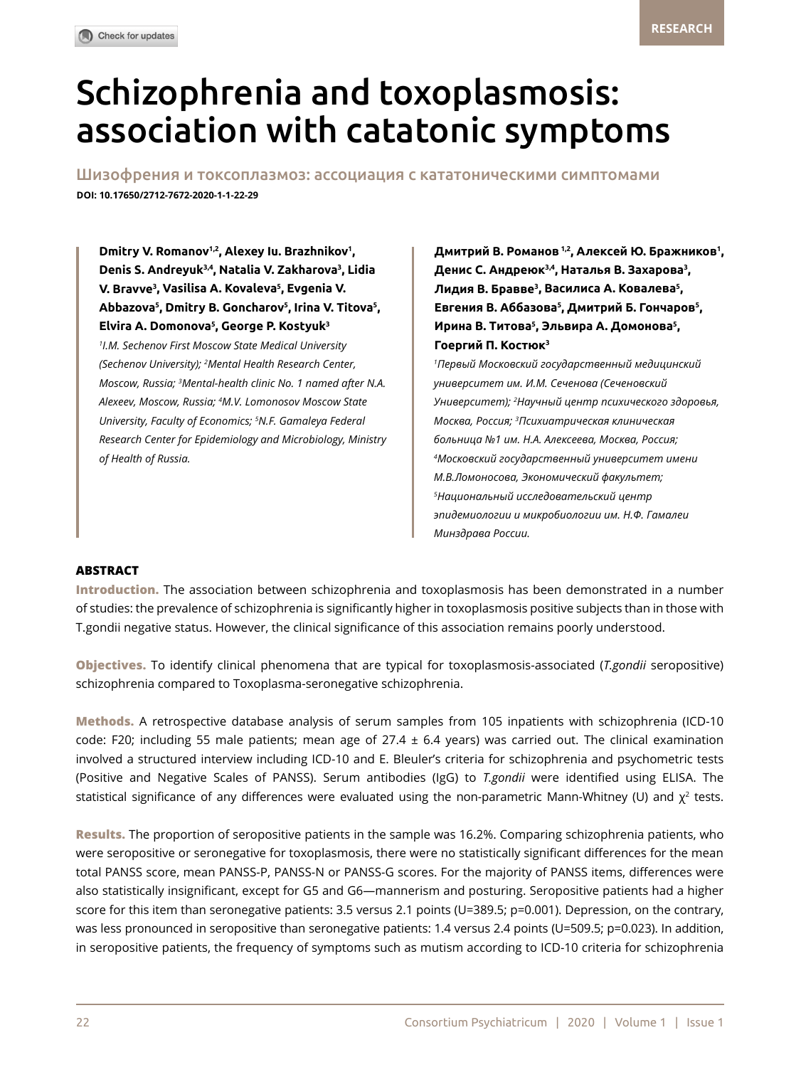RESEARCH

# Schizophrenia and toxoplasmosis: association with catatonic symptoms

Шизофрения и токсоплазмоз: ассоциация с кататоническими симптомами

**DOI: 10.17650/2712-7672-2020-1-1-22-29**

**Dmitry V. Romanov[1,2], Alexey Iu. Brazhnikov[1], Denis S. Andreyuk[3,4], Natalia V. Zakharova[3], Lidia V. Bravve[3], Vasilisa A. Kovaleva[5], Evgenia V. Abbazova[5], Dmitry B. Goncharov[5], Irina V. Titova[5], Elvira A. Domonova[5], George P. Kostyuk[3]**

*[1]I.M. Sechenov First Moscow State Medical University (Sechenov University); [2]Mental Health Research Center, Moscow, Russia; [3]Mental-health clinic No. 1 named after N.A. Alexeev, Moscow, Russia; [4]M.V. Lomonosov Moscow State University, Faculty of Economics; [5]N.F. Gamaleya Federal Research Center for Epidemiology and Microbiology, Ministry of Health of Russia.*

**Дмитрий В. Романов[1,2], Алексей Ю. Бражников[1], Денис С. Андреюк[3,4], Наталья В. Захарова[3], Лидия В. Бравве[3], Василиса А. Ковалева[5], Евгения В. Аббазова[5], Дмитрий Б. Гончаров[5], Ирина В. Титова[5], Эльвира А. Домонова[5], Гоергий П. Костюк[3]**

*[1]Первый Московский государственный медицинский университет им. И.М. Сеченова (Сеченовский Университет); [2]Научный центр психического здоровья, Москва, Россия; [3]Психиатрическая клиническая больница №1 им. Н.А. Алексеева, Москва, Россия; [4]Московский государственный университет имени М.В.Ломоносова, Экономический факультет; [5]Национальный исследовательский центр эпидемиологии и микробиологии им. Н.Ф. Гамалеи Минздрава России.*

## ABSTRACT

**Introduction.** The association between schizophrenia and toxoplasmosis has been demonstrated in a number of studies: the prevalence of schizophrenia is significantly higher in toxoplasmosis positive subjects than in those with T.gondii negative status. However, the clinical significance of this association remains poorly understood.

**Objectives.** To identify clinical phenomena that are typical for toxoplasmosis-associated (*T.gondii* seropositive) schizophrenia compared to Toxoplasma-seronegative schizophrenia.

**Methods.** A retrospective database analysis of serum samples from 105 inpatients with schizophrenia (ICD-10 code: F20; including 55 male patients; mean age of 27.4 ± 6.4 years) was carried out. The clinical examination involved a structured interview including ICD-10 and E. Bleuler's criteria for schizophrenia and psychometric tests (Positive and Negative Scales of PANSS). Serum antibodies (IgG) to *T.gondii* were identified using ELISA. The statistical significance of any differences were evaluated using the non-parametric Mann-Whitney (U) and $\chi^2$ tests.

**Results.** The proportion of seropositive patients in the sample was 16.2%. Comparing schizophrenia patients, who were seropositive or seronegative for toxoplasmosis, there were no statistically significant differences for the mean total PANSS score, mean PANSS-P, PANSS-N or PANSS-G scores. For the majority of PANSS items, differences were also statistically insignificant, except for G5 and G6—mannerism and posturing. Seropositive patients had a higher score for this item than seronegative patients: 3.5 versus 2.1 points (U=389.5; p=0.001). Depression, on the contrary, was less pronounced in seropositive than seronegative patients: 1.4 versus 2.4 points (U=509.5; p=0.023). In addition, in seropositive patients, the frequency of symptoms such as mutism according to ICD-10 criteria for schizophrenia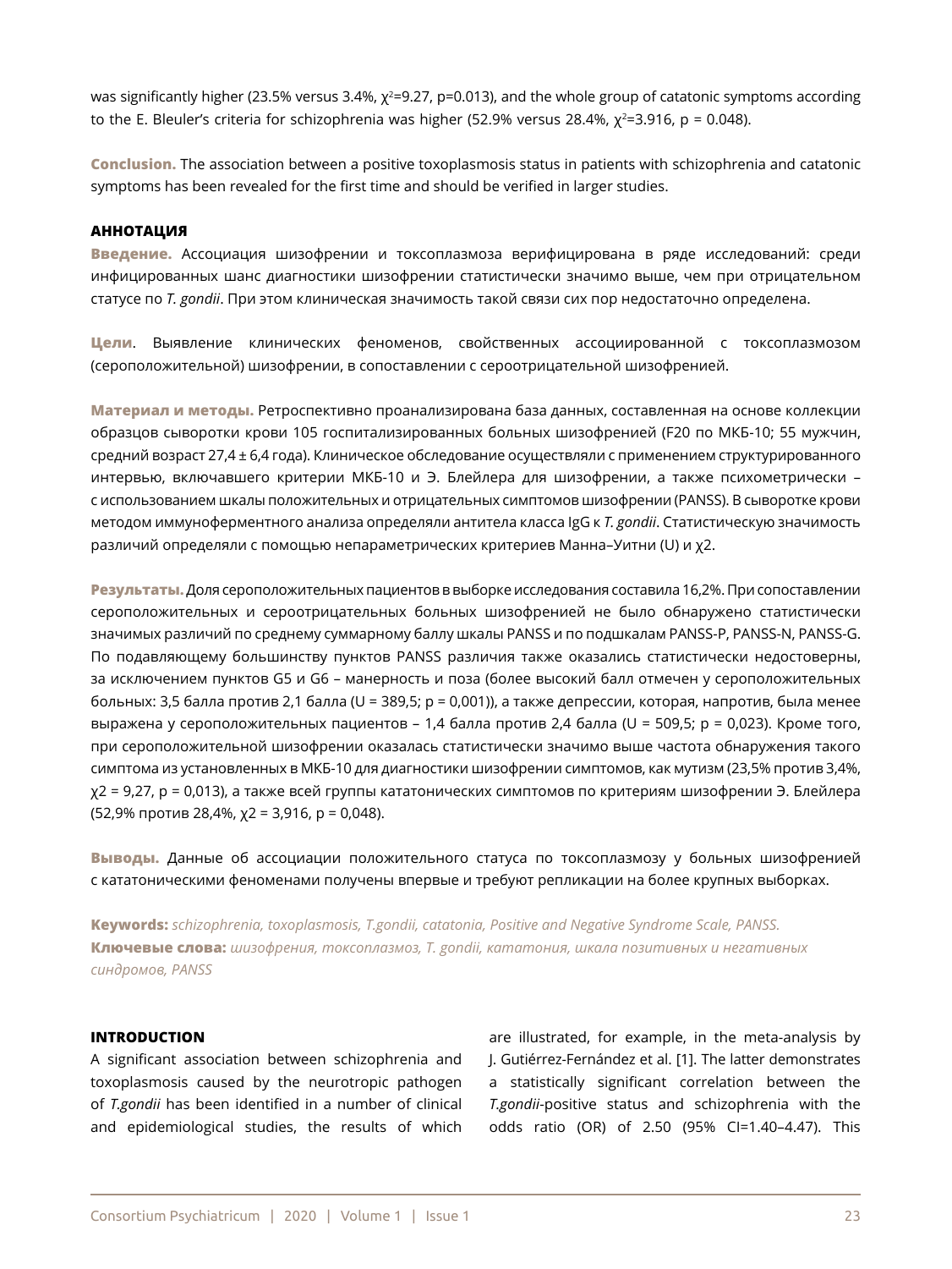was significantly higher (23.5% versus 3.4%, $\chi^2$=9.27, p=0.013), and the whole group of catatonic symptoms according to the E. Bleuler's criteria for schizophrenia was higher (52.9% versus 28.4%, $\chi^2$=3.916, p = 0.048).

**Conclusion.** The association between a positive toxoplasmosis status in patients with schizophrenia and catatonic symptoms has been revealed for the first time and should be verified in larger studies.

**АННОТАЦИЯ**

**Введение.** Ассоциация шизофрении и токсоплазмоза верифицирована в ряде исследований: среди инфицированных шанс диагностики шизофрении статистически значимо выше, чем при отрицательном статусе по *T. gondii*. При этом клиническая значимость такой связи сих пор недостаточно определена.

**Цели**. Выявление клинических феноменов, свойственных ассоциированной с токсоплазмозом (серопозитивной) шизофрении, в сопоставлении с сероотрицательной шизофренией.

**Материал и методы.** Ретроспективно проанализирована база данных, составленная на основе коллекции образцов сыворотки крови 105 госпитализированных больных шизофренией (F20 по МКБ-10; 55 мужчин, средний возраст 27,4 ± 6,4 года). Клиническое обследование осуществляли с применением структурированного интервью, включавшего критерии МКБ-10 и Э. Блейлера для шизофрении, а также психометрически – с использованием шкалы положительных и отрицательных симптомов шизофрении (PANSS). В сыворотке крови методом иммуноферментного анализа определяли антитела класса IgG к *T. gondii*. Статистическую значимость различий определяли с помощью непараметрических критериев Манна–Уитни (U) и $\chi$2.

**Результаты.** Доля серопозитивных пациентов в выборке исследования составила 16,2%. При сопоставлении серопозитивных и сероотрицательных больных шизофренией не было обнаружено статистически значимых различий по среднему суммарному баллу шкалы PANSS и по подшкалам PANSS-P, PANSS-N, PANSS-G. По подавляющему большинству пунктов PANSS различия также оказались статистически недостоверны, за исключением пунктов G5 и G6 – манерность и поза (более высокий балл отмечен у серопозитивных больных: 3,5 балла против 2,1 балла (U = 389,5; p = 0,001)), а также депрессии, которая, напротив, была менее выражена у серопозитивных пациентов – 1,4 балла против 2,4 балла (U = 509,5; p = 0,023). Кроме того, при серопозитивной шизофрении оказалась статистически значимо выше частота обнаружения такого симптома из установленных в МКБ-10 для диагностики шизофрении симптомов, как мутизм (23,5% против 3,4%, $\chi$2 = 9,27, p = 0,013), а также всей группы кататонических симптомов по критериям шизофрении Э. Блейлера (52,9% против 28,4%, $\chi$2 = 3,916, p = 0,048).

**Выводы.** Данные об ассоциации положительного статуса по токсоплазмозу у больных шизофренией с кататоническими феноменами получены впервые и требуют репликации на более крупных выборках.

**Keywords:** *schizophrenia, toxoplasmosis, T.gondii, catatonia, Positive and Negative Syndrome Scale, PANSS.*
**Ключевые слова:** *шизофрения, токсоплазмоз, T. gondii, кататония, шкала позитивных и негативных синдромов, PANSS*

## INTRODUCTION

A significant association between schizophrenia and toxoplasmosis caused by the neurotropic pathogen of *T.gondii* has been identified in a number of clinical and epidemiological studies, the results of which are illustrated, for example, in the meta-analysis by J. Gutiérrez-Fernández et al. [1]. The latter demonstrates a statistically significant correlation between the *T.gondii*-positive status and schizophrenia with the odds ratio (OR) of 2.50 (95% CI=1.40–4.47). This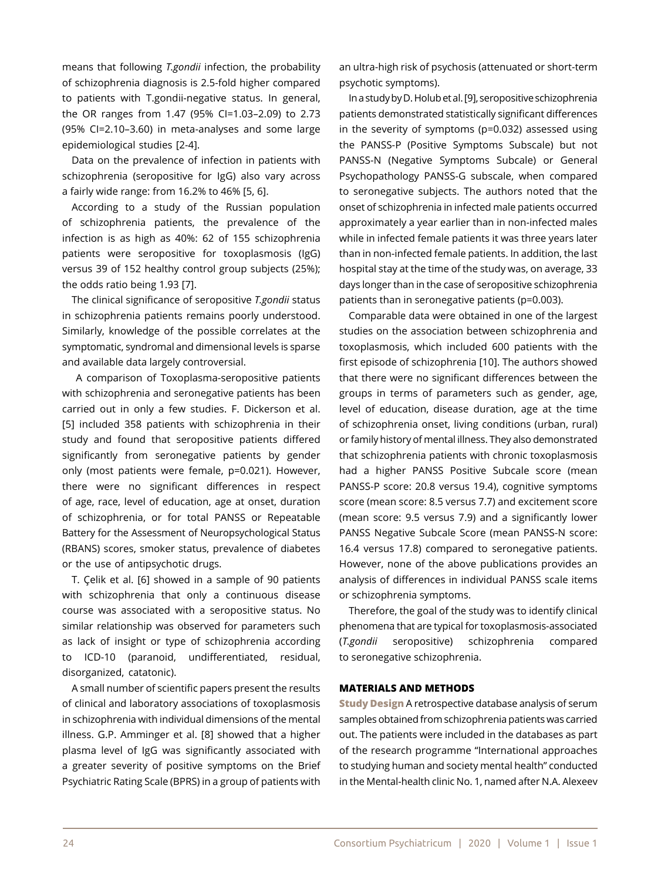means that following *T.gondii* infection, the probability of schizophrenia diagnosis is 2.5-fold higher compared to patients with T.gondii-negative status. In general, the OR ranges from 1.47 (95% CI=1.03–2.09) to 2.73 (95% CI=2.10–3.60) in meta-analyses and some large epidemiological studies [2-4].

Data on the prevalence of infection in patients with schizophrenia (seropositive for IgG) also vary across a fairly wide range: from 16.2% to 46% [5, 6].

According to a study of the Russian population of schizophrenia patients, the prevalence of the infection is as high as 40%: 62 of 155 schizophrenia patients were seropositive for toxoplasmosis (IgG) versus 39 of 152 healthy control group subjects (25%); the odds ratio being 1.93 [7].

The clinical significance of seropositive *T.gondii* status in schizophrenia patients remains poorly understood. Similarly, knowledge of the possible correlates at the symptomatic, syndromal and dimensional levels is sparse and available data largely controversial.

A comparison of Toxoplasma-seropositive patients with schizophrenia and seronegative patients has been carried out in only a few studies. F. Dickerson et al. [5] included 358 patients with schizophrenia in their study and found that seropositive patients differed significantly from seronegative patients by gender only (most patients were female, p=0.021). However, there were no significant differences in respect of age, race, level of education, age at onset, duration of schizophrenia, or for total PANSS or Repeatable Battery for the Assessment of Neuropsychological Status (RBANS) scores, smoker status, prevalence of diabetes or the use of antipsychotic drugs.

T. Çelik et al. [6] showed in a sample of 90 patients with schizophrenia that only a continuous disease course was associated with a seropositive status. No similar relationship was observed for parameters such as lack of insight or type of schizophrenia according to ICD-10 (paranoid, undifferentiated, residual, disorganized, catatonic).

A small number of scientific papers present the results of clinical and laboratory associations of toxoplasmosis in schizophrenia with individual dimensions of the mental illness. G.P. Amminger et al. [8] showed that a higher plasma level of IgG was significantly associated with a greater severity of positive symptoms on the Brief Psychiatric Rating Scale (BPRS) in a group of patients with an ultra-high risk of psychosis (attenuated or short-term psychotic symptoms).

In a study by D. Holub et al. [9], seropositive schizophrenia patients demonstrated statistically significant differences in the severity of symptoms (p=0.032) assessed using the PANSS-P (Positive Symptoms Subscale) but not PANSS-N (Negative Symptoms Subcale) or General Psychopathology PANSS-G subscale, when compared to seronegative subjects. The authors noted that the onset of schizophrenia in infected male patients occurred approximately a year earlier than in non-infected males while in infected female patients it was three years later than in non-infected female patients. In addition, the last hospital stay at the time of the study was, on average, 33 days longer than in the case of seropositive schizophrenia patients than in seronegative patients (p=0.003).

Comparable data were obtained in one of the largest studies on the association between schizophrenia and toxoplasmosis, which included 600 patients with the first episode of schizophrenia [10]. The authors showed that there were no significant differences between the groups in terms of parameters such as gender, age, level of education, disease duration, age at the time of schizophrenia onset, living conditions (urban, rural) or family history of mental illness. They also demonstrated that schizophrenia patients with chronic toxoplasmosis had a higher PANSS Positive Subcale score (mean PANSS-P score: 20.8 versus 19.4), cognitive symptoms score (mean score: 8.5 versus 7.7) and excitement score (mean score: 9.5 versus 7.9) and a significantly lower PANSS Negative Subcale Score (mean PANSS-N score: 16.4 versus 17.8) compared to seronegative patients. However, none of the above publications provides an analysis of differences in individual PANSS scale items or schizophrenia symptoms.

Therefore, the goal of the study was to identify clinical phenomena that are typical for toxoplasmosis-associated (*T.gondii* seropositive) schizophrenia compared to seronegative schizophrenia.

## MATERIALS AND METHODS

**Study Design** A retrospective database analysis of serum samples obtained from schizophrenia patients was carried out. The patients were included in the databases as part of the research programme "International approaches to studying human and society mental health" conducted in the Mental-health clinic No. 1, named after N.A. Alexeev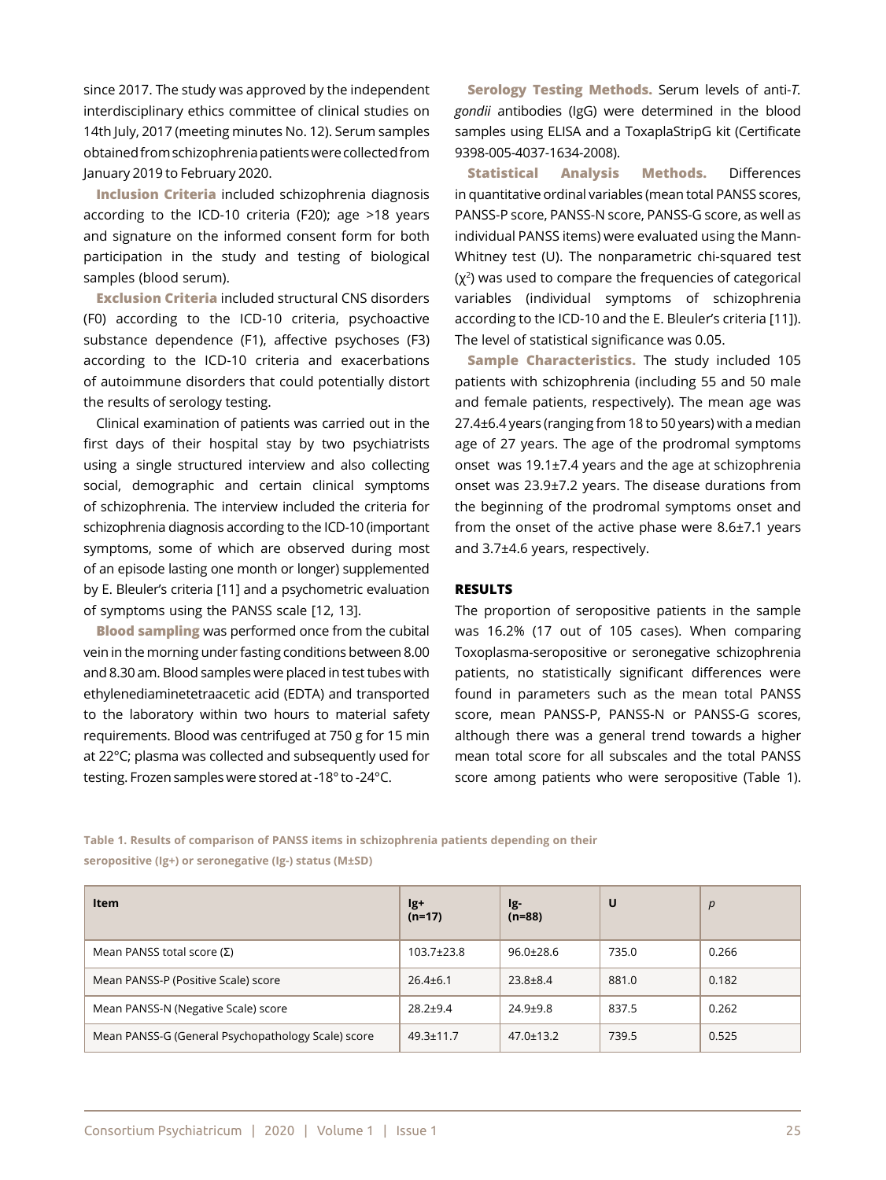since 2017. The study was approved by the independent interdisciplinary ethics committee of clinical studies on 14th July, 2017 (meeting minutes No. 12). Serum samples obtained from schizophrenia patients were collected from January 2019 to February 2020.

**Inclusion Criteria** included schizophrenia diagnosis according to the ICD-10 criteria (F20); age >18 years and signature on the informed consent form for both participation in the study and testing of biological samples (blood serum).

**Exclusion Criteria** included structural CNS disorders (F0) according to the ICD-10 criteria, psychoactive substance dependence (F1), affective psychoses (F3) according to the ICD-10 criteria and exacerbations of autoimmune disorders that could potentially distort the results of serology testing.

Clinical examination of patients was carried out in the first days of their hospital stay by two psychiatrists using a single structured interview and also collecting social, demographic and certain clinical symptoms of schizophrenia. The interview included the criteria for schizophrenia diagnosis according to the ICD-10 (important symptoms, some of which are observed during most of an episode lasting one month or longer) supplemented by E. Bleuler's criteria [11] and a psychometric evaluation of symptoms using the PANSS scale [12, 13].

**Blood sampling** was performed once from the cubital vein in the morning under fasting conditions between 8.00 and 8.30 am. Blood samples were placed in test tubes with ethylenediaminetetraacetic acid (EDTA) and transported to the laboratory within two hours to material safety requirements. Blood was centrifuged at 750 g for 15 min at 22°C; plasma was collected and subsequently used for testing. Frozen samples were stored at -18° to -24°C.

**Serology Testing Methods.** Serum levels of anti-*T. gondii* antibodies (IgG) were determined in the blood samples using ELISA and a ToxaplaStripG kit (Certificate 9398-005-4037-1634-2008).

**Statistical Analysis Methods.** Differences in quantitative ordinal variables (mean total PANSS scores, PANSS-P score, PANSS-N score, PANSS-G score, as well as individual PANSS items) were evaluated using the Mann-Whitney test (U). The nonparametric chi-squared test ($\chi^2$) was used to compare the frequencies of categorical variables (individual symptoms of schizophrenia according to the ICD-10 and the E. Bleuler's criteria [11]). The level of statistical significance was 0.05.

**Sample Characteristics.** The study included 105 patients with schizophrenia (including 55 and 50 male and female patients, respectively). The mean age was 27.4±6.4 years (ranging from 18 to 50 years) with a median age of 27 years. The age of the prodromal symptoms onset was 19.1±7.4 years and the age at schizophrenia onset was 23.9±7.2 years. The disease durations from the beginning of the prodromal symptoms onset and from the onset of the active phase were 8.6±7.1 years and 3.7±4.6 years, respectively.

## RESULTS

The proportion of seropositive patients in the sample was 16.2% (17 out of 105 cases). When comparing Toxoplasma-seropositive or seronegative schizophrenia patients, no statistically significant differences were found in parameters such as the mean total PANSS score, mean PANSS-P, PANSS-N or PANSS-G scores, although there was a general trend towards a higher mean total score for all subscales and the total PANSS score among patients who were seropositive (Table 1).

**Table 1. Results of comparison of PANSS items in schizophrenia patients depending on their seropositive (Ig+) or seronegative (Ig-) status (M±SD)**

| Item | Ig+ (n=17) | Ig- (n=88) | U | *p* |
|---|---|---|---|---|
| Mean PANSS total score (Σ) | 103.7±23.8 | 96.0±28.6 | 735.0 | 0.266 |
| Mean PANSS-P (Positive Scale) score | 26.4±6.1 | 23.8±8.4 | 881.0 | 0.182 |
| Mean PANSS-N (Negative Scale) score | 28.2±9.4 | 24.9±9.8 | 837.5 | 0.262 |
| Mean PANSS-G (General Psychopathology Scale) score | 49.3±11.7 | 47.0±13.2 | 739.5 | 0.525 |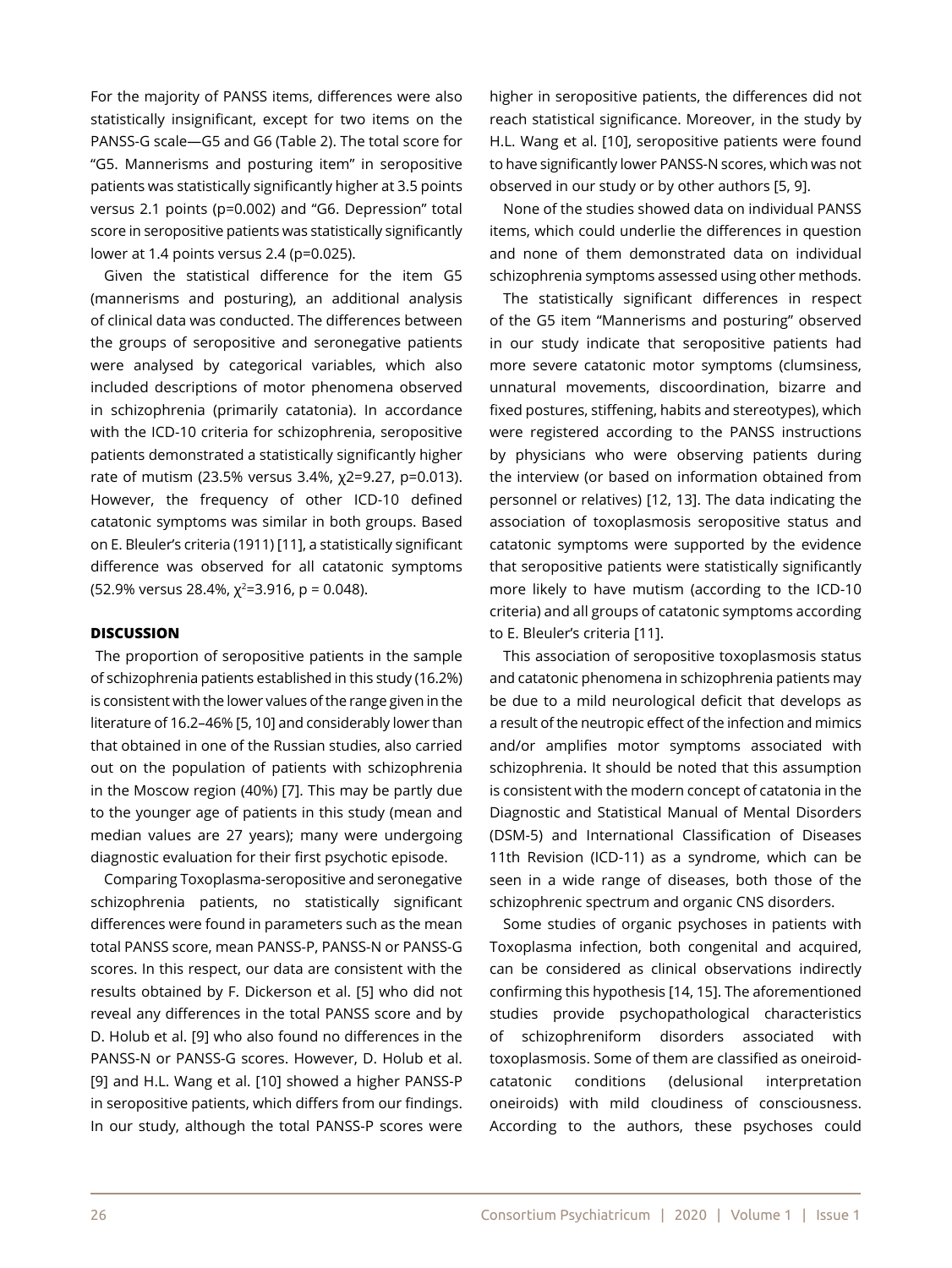For the majority of PANSS items, differences were also statistically insignificant, except for two items on the PANSS-G scale—G5 and G6 (Table 2). The total score for "G5. Mannerisms and posturing item" in seropositive patients was statistically significantly higher at 3.5 points versus 2.1 points ($p=0.002$) and "G6. Depression" total score in seropositive patients was statistically significantly lower at 1.4 points versus 2.4 ($p=0.025$).

Given the statistical difference for the item G5 (mannerisms and posturing), an additional analysis of clinical data was conducted. The differences between the groups of seropositive and seronegative patients were analysed by categorical variables, which also included descriptions of motor phenomena observed in schizophrenia (primarily catatonia). In accordance with the ICD-10 criteria for schizophrenia, seropositive patients demonstrated a statistically significantly higher rate of mutism (23.5% versus 3.4%, $\chi2=9.27$, $p=0.013$). However, the frequency of other ICD-10 defined catatonic symptoms was similar in both groups. Based on E. Bleuler's criteria (1911) [11], a statistically significant difference was observed for all catatonic symptoms (52.9% versus 28.4%, $\chi^2=3.916$, $p = 0.048$).

## DISCUSSION

The proportion of seropositive patients in the sample of schizophrenia patients established in this study (16.2%) is consistent with the lower values of the range given in the literature of 16.2–46% [5, 10] and considerably lower than that obtained in one of the Russian studies, also carried out on the population of patients with schizophrenia in the Moscow region (40%) [7]. This may be partly due to the younger age of patients in this study (mean and median values are 27 years); many were undergoing diagnostic evaluation for their first psychotic episode.

Comparing Toxoplasma-seropositive and seronegative schizophrenia patients, no statistically significant differences were found in parameters such as the mean total PANSS score, mean PANSS-P, PANSS-N or PANSS-G scores. In this respect, our data are consistent with the results obtained by F. Dickerson et al. [5] who did not reveal any differences in the total PANSS score and by D. Holub et al. [9] who also found no differences in the PANSS-N or PANSS-G scores. However, D. Holub et al. [9] and H.L. Wang et al. [10] showed a higher PANSS-P in seropositive patients, which differs from our findings. In our study, although the total PANSS-P scores were higher in seropositive patients, the differences did not reach statistical significance. Moreover, in the study by H.L. Wang et al. [10], seropositive patients were found to have significantly lower PANSS-N scores, which was not observed in our study or by other authors [5, 9].

None of the studies showed data on individual PANSS items, which could underlie the differences in question and none of them demonstrated data on individual schizophrenia symptoms assessed using other methods.

The statistically significant differences in respect of the G5 item "Mannerisms and posturing" observed in our study indicate that seropositive patients had more severe catatonic motor symptoms (clumsiness, unnatural movements, discoordination, bizarre and fixed postures, stiffening, habits and stereotypes), which were registered according to the PANSS instructions by physicians who were observing patients during the interview (or based on information obtained from personnel or relatives) [12, 13]. The data indicating the association of toxoplasmosis seropositive status and catatonic symptoms were supported by the evidence that seropositive patients were statistically significantly more likely to have mutism (according to the ICD-10 criteria) and all groups of catatonic symptoms according to E. Bleuler's criteria [11].

This association of seropositive toxoplasmosis status and catatonic phenomena in schizophrenia patients may be due to a mild neurological deficit that develops as a result of the neutropic effect of the infection and mimics and/or amplifies motor symptoms associated with schizophrenia. It should be noted that this assumption is consistent with the modern concept of catatonia in the Diagnostic and Statistical Manual of Mental Disorders (DSM-5) and International Classification of Diseases 11th Revision (ICD-11) as a syndrome, which can be seen in a wide range of diseases, both those of the schizophrenic spectrum and organic CNS disorders.

Some studies of organic psychoses in patients with Toxoplasma infection, both congenital and acquired, can be considered as clinical observations indirectly confirming this hypothesis [14, 15]. The aforementioned studies provide psychopathological characteristics of schizophreniform disorders associated with toxoplasmosis. Some of them are classified as oneiroid-catatonic conditions (delusional interpretation oneiroids) with mild cloudiness of consciousness. According to the authors, these psychoses could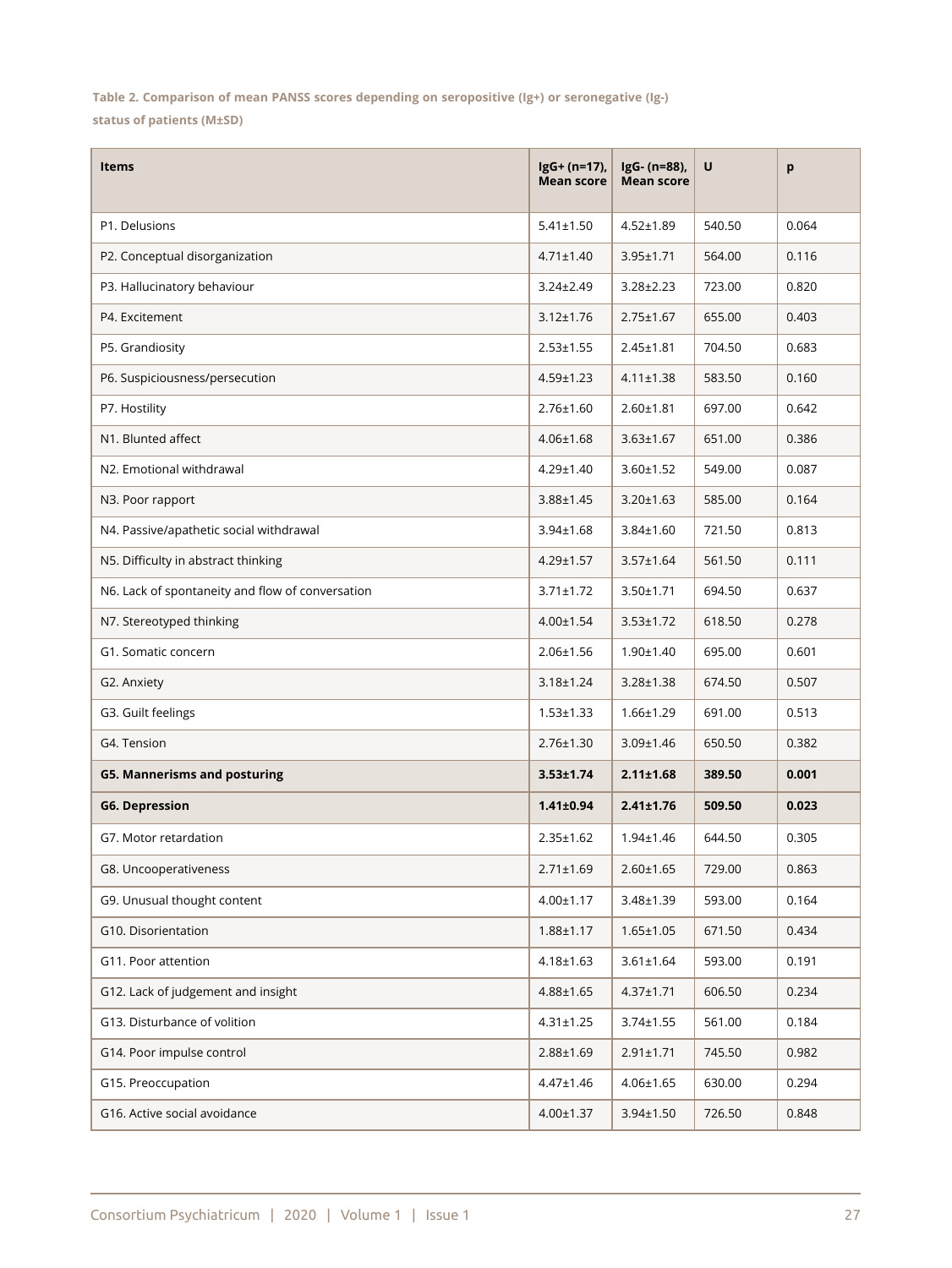**Table 2. Comparison of mean PANSS scores depending on seropositive (Ig+) or seronegative (Ig-) status of patients (M±SD)**

| Items | IgG+ (n=17), Mean score | IgG- (n=88), Mean score | U | p |
|---|---|---|---|---|
| P1. Delusions | 5.41±1.50 | 4.52±1.89 | 540.50 | 0.064 |
| P2. Conceptual disorganization | 4.71±1.40 | 3.95±1.71 | 564.00 | 0.116 |
| P3. Hallucinatory behaviour | 3.24±2.49 | 3.28±2.23 | 723.00 | 0.820 |
| P4. Excitement | 3.12±1.76 | 2.75±1.67 | 655.00 | 0.403 |
| P5. Grandiosity | 2.53±1.55 | 2.45±1.81 | 704.50 | 0.683 |
| P6. Suspiciousness/persecution | 4.59±1.23 | 4.11±1.38 | 583.50 | 0.160 |
| P7. Hostility | 2.76±1.60 | 2.60±1.81 | 697.00 | 0.642 |
| N1. Blunted affect | 4.06±1.68 | 3.63±1.67 | 651.00 | 0.386 |
| N2. Emotional withdrawal | 4.29±1.40 | 3.60±1.52 | 549.00 | 0.087 |
| N3. Poor rapport | 3.88±1.45 | 3.20±1.63 | 585.00 | 0.164 |
| N4. Passive/apathetic social withdrawal | 3.94±1.68 | 3.84±1.60 | 721.50 | 0.813 |
| N5. Difficulty in abstract thinking | 4.29±1.57 | 3.57±1.64 | 561.50 | 0.111 |
| N6. Lack of spontaneity and flow of conversation | 3.71±1.72 | 3.50±1.71 | 694.50 | 0.637 |
| N7. Stereotyped thinking | 4.00±1.54 | 3.53±1.72 | 618.50 | 0.278 |
| G1. Somatic concern | 2.06±1.56 | 1.90±1.40 | 695.00 | 0.601 |
| G2. Anxiety | 3.18±1.24 | 3.28±1.38 | 674.50 | 0.507 |
| G3. Guilt feelings | 1.53±1.33 | 1.66±1.29 | 691.00 | 0.513 |
| G4. Tension | 2.76±1.30 | 3.09±1.46 | 650.50 | 0.382 |
| **G5. Mannerisms and posturing** | **3.53±1.74** | **2.11±1.68** | **389.50** | **0.001** |
| **G6. Depression** | **1.41±0.94** | **2.41±1.76** | **509.50** | **0.023** |
| G7. Motor retardation | 2.35±1.62 | 1.94±1.46 | 644.50 | 0.305 |
| G8. Uncooperativeness | 2.71±1.69 | 2.60±1.65 | 729.00 | 0.863 |
| G9. Unusual thought content | 4.00±1.17 | 3.48±1.39 | 593.00 | 0.164 |
| G10. Disorientation | 1.88±1.17 | 1.65±1.05 | 671.50 | 0.434 |
| G11. Poor attention | 4.18±1.63 | 3.61±1.64 | 593.00 | 0.191 |
| G12. Lack of judgement and insight | 4.88±1.65 | 4.37±1.71 | 606.50 | 0.234 |
| G13. Disturbance of volition | 4.31±1.25 | 3.74±1.55 | 561.00 | 0.184 |
| G14. Poor impulse control | 2.88±1.69 | 2.91±1.71 | 745.50 | 0.982 |
| G15. Preoccupation | 4.47±1.46 | 4.06±1.65 | 630.00 | 0.294 |
| G16. Active social avoidance | 4.00±1.37 | 3.94±1.50 | 726.50 | 0.848 |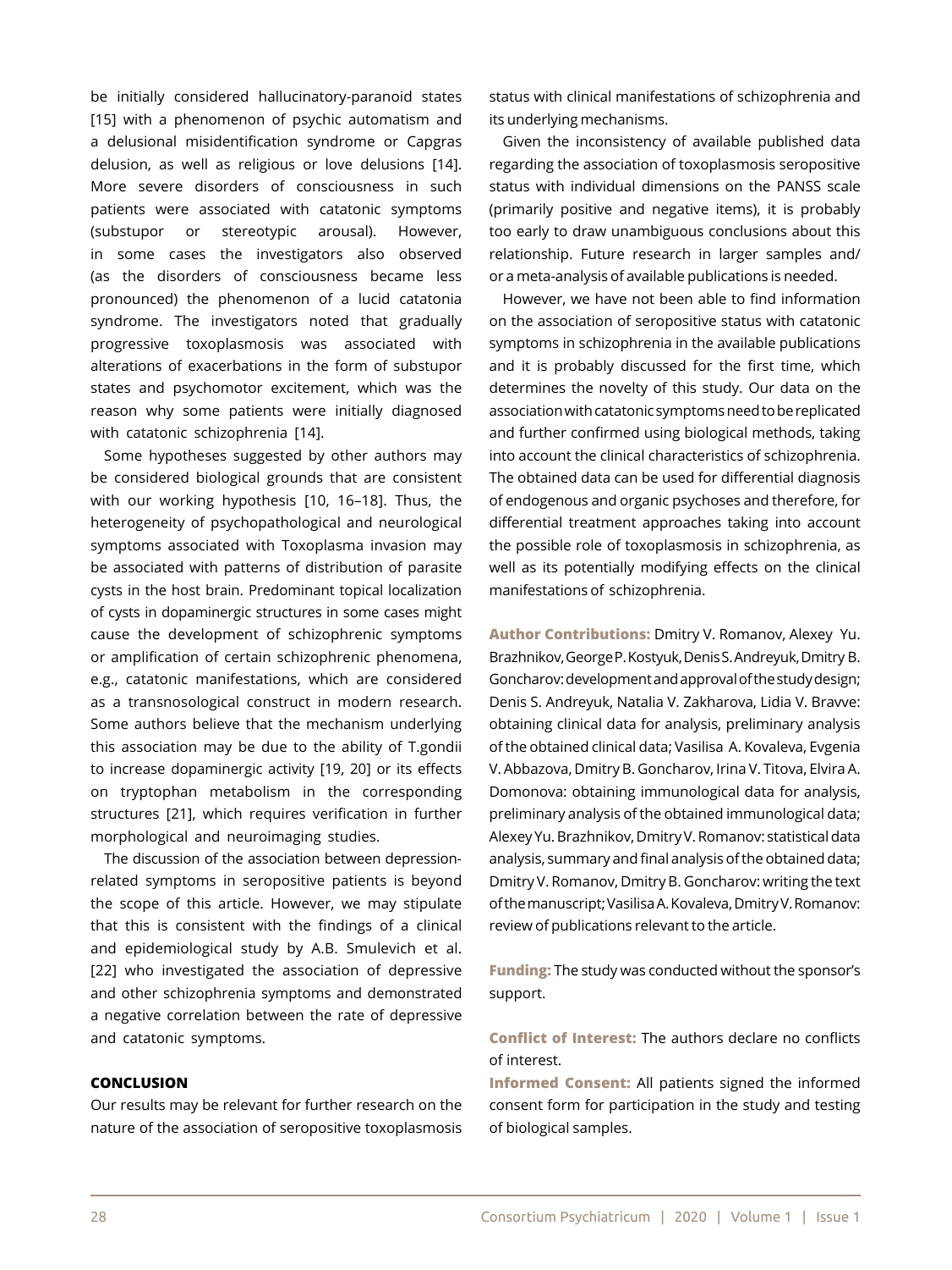be initially considered hallucinatory-paranoid states [15] with a phenomenon of psychic automatism and a delusional misidentification syndrome or Capgras delusion, as well as religious or love delusions [14]. More severe disorders of consciousness in such patients were associated with catatonic symptoms (substupor or stereotypic arousal). However, in some cases the investigators also observed (as the disorders of consciousness became less pronounced) the phenomenon of a lucid catatonia syndrome. The investigators noted that gradually progressive toxoplasmosis was associated with alterations of exacerbations in the form of substupor states and psychomotor excitement, which was the reason why some patients were initially diagnosed with catatonic schizophrenia [14].

Some hypotheses suggested by other authors may be considered biological grounds that are consistent with our working hypothesis [10, 16–18]. Thus, the heterogeneity of psychopathological and neurological symptoms associated with Toxoplasma invasion may be associated with patterns of distribution of parasite cysts in the host brain. Predominant topical localization of cysts in dopaminergic structures in some cases might cause the development of schizophrenic symptoms or amplification of certain schizophrenic phenomena, e.g., catatonic manifestations, which are considered as a transnosological construct in modern research. Some authors believe that the mechanism underlying this association may be due to the ability of T.gondii to increase dopaminergic activity [19, 20] or its effects on tryptophan metabolism in the corresponding structures [21], which requires verification in further morphological and neuroimaging studies.

The discussion of the association between depression-related symptoms in seropositive patients is beyond the scope of this article. However, we may stipulate that this is consistent with the findings of a clinical and epidemiological study by A.B. Smulevich et al. [22] who investigated the association of depressive and other schizophrenia symptoms and demonstrated a negative correlation between the rate of depressive and catatonic symptoms.

## CONCLUSION

Our results may be relevant for further research on the nature of the association of seropositive toxoplasmosis status with clinical manifestations of schizophrenia and its underlying mechanisms.

Given the inconsistency of available published data regarding the association of toxoplasmosis seropositive status with individual dimensions on the PANSS scale (primarily positive and negative items), it is probably too early to draw unambiguous conclusions about this relationship. Future research in larger samples and/or a meta-analysis of available publications is needed.

However, we have not been able to find information on the association of seropositive status with catatonic symptoms in schizophrenia in the available publications and it is probably discussed for the first time, which determines the novelty of this study. Our data on the association with catatonic symptoms need to be replicated and further confirmed using biological methods, taking into account the clinical characteristics of schizophrenia. The obtained data can be used for differential diagnosis of endogenous and organic psychoses and therefore, for differential treatment approaches taking into account the possible role of toxoplasmosis in schizophrenia, as well as its potentially modifying effects on the clinical manifestations of schizophrenia.

**Author Contributions:** Dmitry V. Romanov, Alexey Yu. Brazhnikov, George P. Kostyuk, Denis S. Andreyuk, Dmitry B. Goncharov: development and approval of the study design; Denis S. Andreyuk, Natalia V. Zakharova, Lidia V. Bravve: obtaining clinical data for analysis, preliminary analysis of the obtained clinical data; Vasilisa A. Kovaleva, Evgenia V. Abbazova, Dmitry B. Goncharov, Irina V. Titova, Elvira A. Domonova: obtaining immunological data for analysis, preliminary analysis of the obtained immunological data; Alexey Yu. Brazhnikov, Dmitry V. Romanov: statistical data analysis, summary and final analysis of the obtained data; Dmitry V. Romanov, Dmitry B. Goncharov: writing the text of the manuscript; Vasilisa A. Kovaleva, Dmitry V. Romanov: review of publications relevant to the article.

**Funding:** The study was conducted without the sponsor's support.

**Conflict of Interest:** The authors declare no conflicts of interest.

**Informed Consent:** All patients signed the informed consent form for participation in the study and testing of biological samples.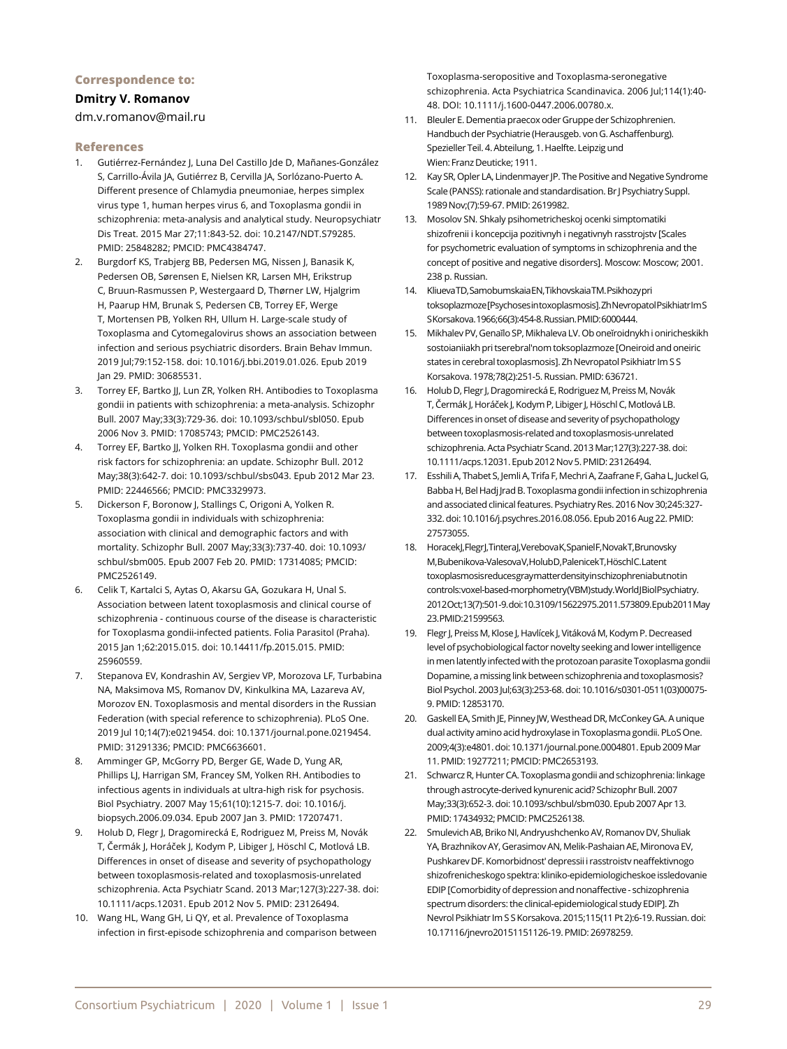**Correspondence to:**

**Dmitry V. Romanov**

dm.v.romanov@mail.ru

**References**

1. Gutiérrez-Fernández J, Luna Del Castillo Jde D, Mañanes-González S, Carrillo-Ávila JA, Gutiérrez B, Cervilla JA, Sorlózano-Puerto A. Different presence of Chlamydia pneumoniae, herpes simplex virus type 1, human herpes virus 6, and Toxoplasma gondii in schizophrenia: meta-analysis and analytical study. Neuropsychiatr Dis Treat. 2015 Mar 27;11:843-52. doi: 10.2147/NDT.S79285. PMID: 25848282; PMCID: PMC4384747.
2. Burgdorf KS, Trabjerg BB, Pedersen MG, Nissen J, Banasik K, Pedersen OB, Sørensen E, Nielsen KR, Larsen MH, Erikstrup C, Bruun-Rasmussen P, Westergaard D, Thørner LW, Hjalgrim H, Paarup HM, Brunak S, Pedersen CB, Torrey EF, Werge T, Mortensen PB, Yolken RH, Ullum H. Large-scale study of Toxoplasma and Cytomegalovirus shows an association between infection and serious psychiatric disorders. Brain Behav Immun. 2019 Jul;79:152-158. doi: 10.1016/j.bbi.2019.01.026. Epub 2019 Jan 29. PMID: 30685531.
3. Torrey EF, Bartko JJ, Lun ZR, Yolken RH. Antibodies to Toxoplasma gondii in patients with schizophrenia: a meta-analysis. Schizophr Bull. 2007 May;33(3):729-36. doi: 10.1093/schbul/sbl050. Epub 2006 Nov 3. PMID: 17085743; PMCID: PMC2526143.
4. Torrey EF, Bartko JJ, Yolken RH. Toxoplasma gondii and other risk factors for schizophrenia: an update. Schizophr Bull. 2012 May;38(3):642-7. doi: 10.1093/schbul/sbs043. Epub 2012 Mar 23. PMID: 22446566; PMCID: PMC3329973.
5. Dickerson F, Boronow J, Stallings C, Origoni A, Yolken R. Toxoplasma gondii in individuals with schizophrenia: association with clinical and demographic factors and with mortality. Schizophr Bull. 2007 May;33(3):737-40. doi: 10.1093/schbul/sbm005. Epub 2007 Feb 20. PMID: 17314085; PMCID: PMC2526149.
6. Celik T, Kartalci S, Aytas O, Akarsu GA, Gozukara H, Unal S. Association between latent toxoplasmosis and clinical course of schizophrenia - continuous course of the disease is characteristic for Toxoplasma gondii-infected patients. Folia Parasitol (Praha). 2015 Jan 1;62:2015.015. doi: 10.14411/fp.2015.015. PMID: 25960559.
7. Stepanova EV, Kondrashin AV, Sergiev VP, Morozova LF, Turbabina NA, Maksimova MS, Romanov DV, Kinkulkina MA, Lazareva AV, Morozov EN. Toxoplasmosis and mental disorders in the Russian Federation (with special reference to schizophrenia). PLoS One. 2019 Jul 10;14(7):e0219454. doi: 10.1371/journal.pone.0219454. PMID: 31291336; PMCID: PMC6636601.
8. Amminger GP, McGorry PD, Berger GE, Wade D, Yung AR, Phillips LJ, Harrigan SM, Francey SM, Yolken RH. Antibodies to infectious agents in individuals at ultra-high risk for psychosis. Biol Psychiatry. 2007 May 15;61(10):1215-7. doi: 10.1016/j.biopsych.2006.09.034. Epub 2007 Jan 3. PMID: 17207471.
9. Holub D, Flegr J, Dragomirecká E, Rodriguez M, Preiss M, Novák T, Čermák J, Horáček J, Kodym P, Libiger J, Höschl C, Motlová LB. Differences in onset of disease and severity of psychopathology between toxoplasmosis-related and toxoplasmosis-unrelated schizophrenia. Acta Psychiatr Scand. 2013 Mar;127(3):227-38. doi: 10.1111/acps.12031. Epub 2012 Nov 5. PMID: 23126494.
10. Wang HL, Wang GH, Li QY, et al. Prevalence of Toxoplasma infection in first-episode schizophrenia and comparison between Toxoplasma-seropositive and Toxoplasma-seronegative schizophrenia. Acta Psychiatrica Scandinavica. 2006 Jul;114(1):40-48. DOI: 10.1111/j.1600-0447.2006.00780.x.
11. Bleuler E. Dementia praecox oder Gruppe der Schizophrenien. Handbuch der Psychiatrie (Herausgeb. von G. Aschaffenburg). Spezieller Teil. 4. Abteilung, 1. Haelfte. Leipzig und Wien: Franz Deuticke; 1911.
12. Kay SR, Opler LA, Lindenmayer JP. The Positive and Negative Syndrome Scale (PANSS): rationale and standardisation. Br J Psychiatry Suppl. 1989 Nov;(7):59-67. PMID: 2619982.
13. Mosolov SN. Shkaly psihometricheskoj ocenki simptomatiki shizofrenii i koncepcija pozitivnyh i negativnyh rasstrojstv [Scales for psychometric evaluation of symptoms in schizophrenia and the concept of positive and negative disorders]. Moscow: Moscow; 2001. 238 p. Russian.
14. Klueva TD, Samobumskaia EN, Tikhovskaia TM. Psikhozy pri toksoplazmoze [Psychoses in toxoplasmosis]. Zh Nevropatol Psikhiatr Im S S Korsakova. 1966;66(3):454-8. Russian. PMID: 6000444.
15. Mikhalev PV, Genaĭlo SP, Mikhaleva LV. Ob oneĭroidnykh i oniricheskikh sostoianiiakh pri tserebral'nom toksoplazmoze [Oneiroid and oneiric states in cerebral toxoplasmosis]. Zh Nevropatol Psikhiatr Im S S Korsakova. 1978;78(2):251-5. Russian. PMID: 636721.
16. Holub D, Flegr J, Dragomirecká E, Rodriguez M, Preiss M, Novák T, Čermák J, Horáček J, Kodym P, Libiger J, Höschl C, Motlová LB. Differences in onset of disease and severity of psychopathology between toxoplasmosis-related and toxoplasmosis-unrelated schizophrenia. Acta Psychiatr Scand. 2013 Mar;127(3):227-38. doi: 10.1111/acps.12031. Epub 2012 Nov 5. PMID: 23126494.
17. Esshili A, Thabet S, Jemli A, Trifa F, Mechri A, Zaafrane F, Gaha L, Juckel G, Babba H, Bel Hadj Jrad B. Toxoplasma gondii infection in schizophrenia and associated clinical features. Psychiatry Res. 2016 Nov 30;245:327-332. doi: 10.1016/j.psychres.2016.08.056. Epub 2016 Aug 22. PMID: 27573055.
18. Horacek J, Flegr J, Tintera J, Verebova K, Spaniel F, Novak T, Brunovsky M, Bubenikova-Valesova V, Holub D, Palenicek T, Höschl C. Latent toxoplasmosis reduces gray matter density in schizophrenia but not in controls: voxel-based-morphometry (VBM) study. World J Biol Psychiatry. 2012 Oct;13(7):501-9. doi:10.3109/15622975.2011.573809. Epub 2011 May 23. PMID: 21599563.
19. Flegr J, Preiss M, Klose J, Havlícek J, Vitáková M, Kodym P. Decreased level of psychobiological factor novelty seeking and lower intelligence in men latently infected with the protozoan parasite Toxoplasma gondii Dopamine, a missing link between schizophrenia and toxoplasmosis? Biol Psychol. 2003 Jul;63(3):253-68. doi: 10.1016/s0301-0511(03)00075-9. PMID: 12853170.
20. Gaskell EA, Smith JE, Pinney JW, Westhead DR, McConkey GA. A unique dual activity amino acid hydroxylase in Toxoplasma gondii. PLoS One. 2009;4(3):e4801. doi: 10.1371/journal.pone.0004801. Epub 2009 Mar 11. PMID: 19277211; PMCID: PMC2653193.
21. Schwarcz R, Hunter CA. Toxoplasma gondii and schizophrenia: linkage through astrocyte-derived kynurenic acid? Schizophr Bull. 2007 May;33(3):652-3. doi: 10.1093/schbul/sbm030. Epub 2007 Apr 13. PMID: 17434932; PMCID: PMC2526138.
22. Smulevich AB, Briko NI, Andryushchenko AV, Romanov DV, Shuliak YA, Brazhnikov AY, Gerasimov AN, Melik-Pashaian AE, Mironova EV, Pushkarev DF. Komorbidnost' depressii i rasstroistv neaffektivnogo shizofrenicheskogo spektra: kliniko-epidemiologicheskoe issledovanie EDIP [Comorbidity of depression and nonaffective - schizophrenia spectrum disorders: the clinical-epidemiological study EDIP]. Zh Nevrol Psikhiatr Im S S Korsakova. 2015;115(11 Pt 2):6-19. Russian. doi: 10.17116/jnevro20151151126-19. PMID: 26978259.